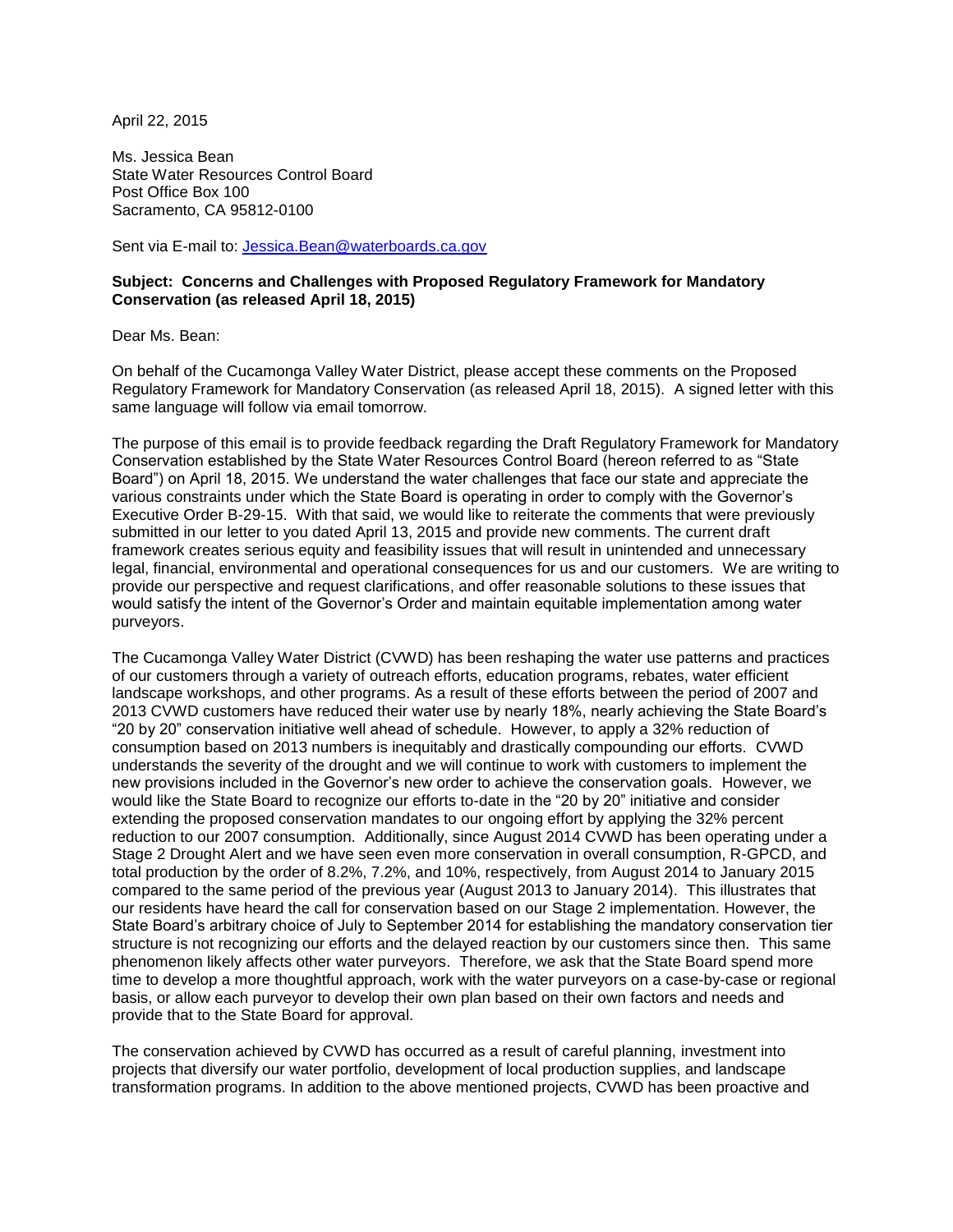April 22, 2015

Ms. Jessica Bean
State Water Resources Control Board
Post Office Box 100
Sacramento, CA 95812-0100

Sent via E-mail to: Jessica.Bean@waterboards.ca.gov

**Subject: Concerns and Challenges with Proposed Regulatory Framework for Mandatory Conservation (as released April 18, 2015)**

Dear Ms. Bean:

On behalf of the Cucamonga Valley Water District, please accept these comments on the Proposed Regulatory Framework for Mandatory Conservation (as released April 18, 2015). A signed letter with this same language will follow via email tomorrow.

The purpose of this email is to provide feedback regarding the Draft Regulatory Framework for Mandatory Conservation established by the State Water Resources Control Board (hereon referred to as "State Board") on April 18, 2015. We understand the water challenges that face our state and appreciate the various constraints under which the State Board is operating in order to comply with the Governor's Executive Order B-29-15. With that said, we would like to reiterate the comments that were previously submitted in our letter to you dated April 13, 2015 and provide new comments. The current draft framework creates serious equity and feasibility issues that will result in unintended and unnecessary legal, financial, environmental and operational consequences for us and our customers. We are writing to provide our perspective and request clarifications, and offer reasonable solutions to these issues that would satisfy the intent of the Governor's Order and maintain equitable implementation among water purveyors.

The Cucamonga Valley Water District (CVWD) has been reshaping the water use patterns and practices of our customers through a variety of outreach efforts, education programs, rebates, water efficient landscape workshops, and other programs. As a result of these efforts between the period of 2007 and 2013 CVWD customers have reduced their water use by nearly 18%, nearly achieving the State Board's "20 by 20" conservation initiative well ahead of schedule. However, to apply a 32% reduction of consumption based on 2013 numbers is inequitably and drastically compounding our efforts. CVWD understands the severity of the drought and we will continue to work with customers to implement the new provisions included in the Governor's new order to achieve the conservation goals. However, we would like the State Board to recognize our efforts to-date in the "20 by 20" initiative and consider extending the proposed conservation mandates to our ongoing effort by applying the 32% percent reduction to our 2007 consumption. Additionally, since August 2014 CVWD has been operating under a Stage 2 Drought Alert and we have seen even more conservation in overall consumption, R-GPCD, and total production by the order of 8.2%, 7.2%, and 10%, respectively, from August 2014 to January 2015 compared to the same period of the previous year (August 2013 to January 2014). This illustrates that our residents have heard the call for conservation based on our Stage 2 implementation. However, the State Board's arbitrary choice of July to September 2014 for establishing the mandatory conservation tier structure is not recognizing our efforts and the delayed reaction by our customers since then. This same phenomenon likely affects other water purveyors. Therefore, we ask that the State Board spend more time to develop a more thoughtful approach, work with the water purveyors on a case-by-case or regional basis, or allow each purveyor to develop their own plan based on their own factors and needs and provide that to the State Board for approval.

The conservation achieved by CVWD has occurred as a result of careful planning, investment into projects that diversify our water portfolio, development of local production supplies, and landscape transformation programs. In addition to the above mentioned projects, CVWD has been proactive and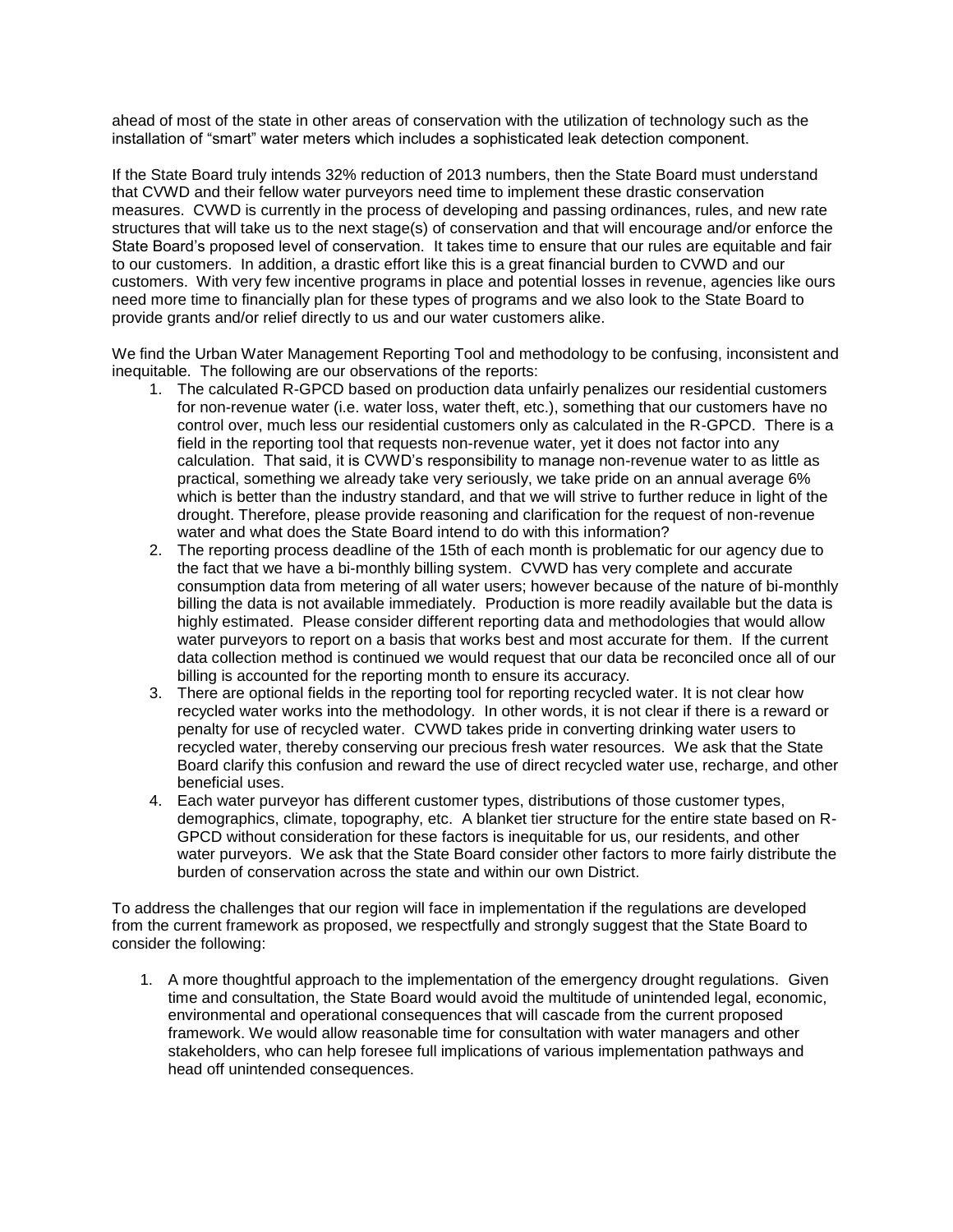ahead of most of the state in other areas of conservation with the utilization of technology such as the installation of "smart" water meters which includes a sophisticated leak detection component.

If the State Board truly intends 32% reduction of 2013 numbers, then the State Board must understand that CVWD and their fellow water purveyors need time to implement these drastic conservation measures. CVWD is currently in the process of developing and passing ordinances, rules, and new rate structures that will take us to the next stage(s) of conservation and that will encourage and/or enforce the State Board's proposed level of conservation. It takes time to ensure that our rules are equitable and fair to our customers. In addition, a drastic effort like this is a great financial burden to CVWD and our customers. With very few incentive programs in place and potential losses in revenue, agencies like ours need more time to financially plan for these types of programs and we also look to the State Board to provide grants and/or relief directly to us and our water customers alike.

We find the Urban Water Management Reporting Tool and methodology to be confusing, inconsistent and inequitable. The following are our observations of the reports:

1. The calculated R-GPCD based on production data unfairly penalizes our residential customers for non-revenue water (i.e. water loss, water theft, etc.), something that our customers have no control over, much less our residential customers only as calculated in the R-GPCD. There is a field in the reporting tool that requests non-revenue water, yet it does not factor into any calculation. That said, it is CVWD's responsibility to manage non-revenue water to as little as practical, something we already take very seriously, we take pride on an annual average 6% which is better than the industry standard, and that we will strive to further reduce in light of the drought. Therefore, please provide reasoning and clarification for the request of non-revenue water and what does the State Board intend to do with this information?
2. The reporting process deadline of the 15th of each month is problematic for our agency due to the fact that we have a bi-monthly billing system. CVWD has very complete and accurate consumption data from metering of all water users; however because of the nature of bi-monthly billing the data is not available immediately. Production is more readily available but the data is highly estimated. Please consider different reporting data and methodologies that would allow water purveyors to report on a basis that works best and most accurate for them. If the current data collection method is continued we would request that our data be reconciled once all of our billing is accounted for the reporting month to ensure its accuracy.
3. There are optional fields in the reporting tool for reporting recycled water. It is not clear how recycled water works into the methodology. In other words, it is not clear if there is a reward or penalty for use of recycled water. CVWD takes pride in converting drinking water users to recycled water, thereby conserving our precious fresh water resources. We ask that the State Board clarify this confusion and reward the use of direct recycled water use, recharge, and other beneficial uses.
4. Each water purveyor has different customer types, distributions of those customer types, demographics, climate, topography, etc. A blanket tier structure for the entire state based on R-GPCD without consideration for these factors is inequitable for us, our residents, and other water purveyors. We ask that the State Board consider other factors to more fairly distribute the burden of conservation across the state and within our own District.

To address the challenges that our region will face in implementation if the regulations are developed from the current framework as proposed, we respectfully and strongly suggest that the State Board to consider the following:

1. A more thoughtful approach to the implementation of the emergency drought regulations. Given time and consultation, the State Board would avoid the multitude of unintended legal, economic, environmental and operational consequences that will cascade from the current proposed framework. We would allow reasonable time for consultation with water managers and other stakeholders, who can help foresee full implications of various implementation pathways and head off unintended consequences.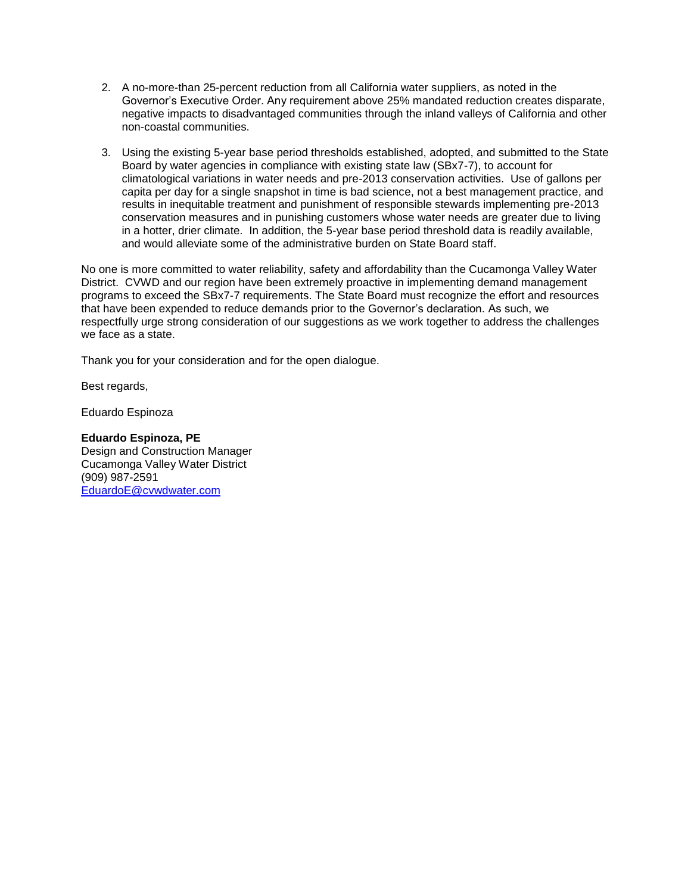2. A no-more-than 25-percent reduction from all California water suppliers, as noted in the Governor's Executive Order. Any requirement above 25% mandated reduction creates disparate, negative impacts to disadvantaged communities through the inland valleys of California and other non-coastal communities.

3. Using the existing 5-year base period thresholds established, adopted, and submitted to the State Board by water agencies in compliance with existing state law (SBx7-7), to account for climatological variations in water needs and pre-2013 conservation activities. Use of gallons per capita per day for a single snapshot in time is bad science, not a best management practice, and results in inequitable treatment and punishment of responsible stewards implementing pre-2013 conservation measures and in punishing customers whose water needs are greater due to living in a hotter, drier climate. In addition, the 5-year base period threshold data is readily available, and would alleviate some of the administrative burden on State Board staff.

No one is more committed to water reliability, safety and affordability than the Cucamonga Valley Water District. CVWD and our region have been extremely proactive in implementing demand management programs to exceed the SBx7-7 requirements. The State Board must recognize the effort and resources that have been expended to reduce demands prior to the Governor's declaration. As such, we respectfully urge strong consideration of our suggestions as we work together to address the challenges we face as a state.

Thank you for your consideration and for the open dialogue.

Best regards,

Eduardo Espinoza

**Eduardo Espinoza, PE**
Design and Construction Manager
Cucamonga Valley Water District
(909) 987-2591
EduardoE@cvwdwater.com